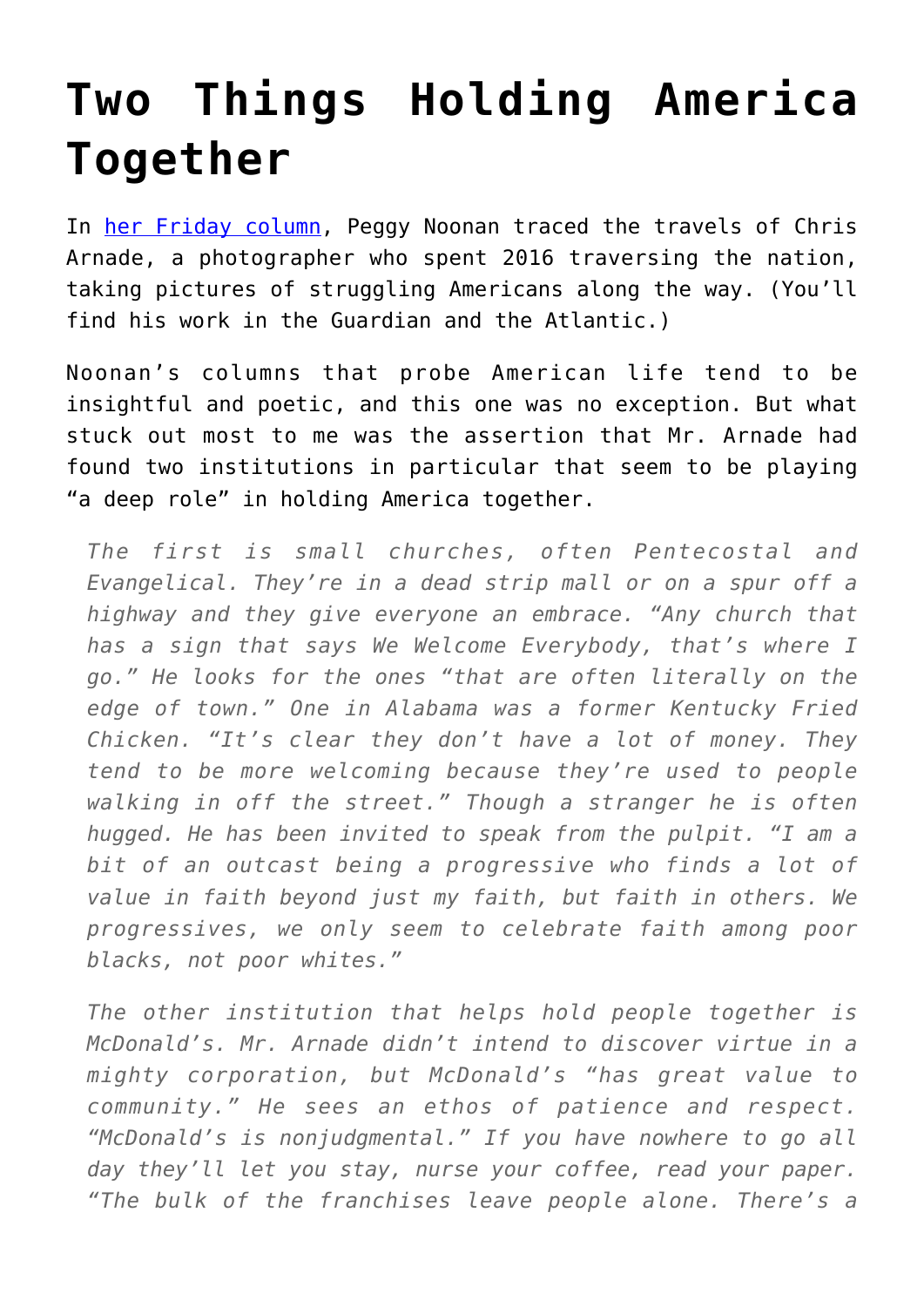# Two Things Holding America Together

In [her Friday column](), Peggy Noonan traced the travels of Chris Arnade, a photographer who spent 2016 traversing the nation, taking pictures of struggling Americans along the way. (You'll find his work in the Guardian and the Atlantic.)

Noonan's columns that probe American life tend to be insightful and poetic, and this one was no exception. But what stuck out most to me was the assertion that Mr. Arnade had found two institutions in particular that seem to be playing "a deep role" in holding America together.

> *The first is small churches, often Pentecostal and Evangelical. They're in a dead strip mall or on a spur off a highway and they give everyone an embrace. "Any church that has a sign that says We Welcome Everybody, that's where I go." He looks for the ones "that are often literally on the edge of town." One in Alabama was a former Kentucky Fried Chicken. "It's clear they don't have a lot of money. They tend to be more welcoming because they're used to people walking in off the street." Though a stranger he is often hugged. He has been invited to speak from the pulpit. "I am a bit of an outcast being a progressive who finds a lot of value in faith beyond just my faith, but faith in others. We progressives, we only seem to celebrate faith among poor blacks, not poor whites."*
>
> *The other institution that helps hold people together is McDonald's. Mr. Arnade didn't intend to discover virtue in a mighty corporation, but McDonald's "has great value to community." He sees an ethos of patience and respect. "McDonald's is nonjudgmental." If you have nowhere to go all day they'll let you stay, nurse your coffee, read your paper. "The bulk of the franchises leave people alone. There's a*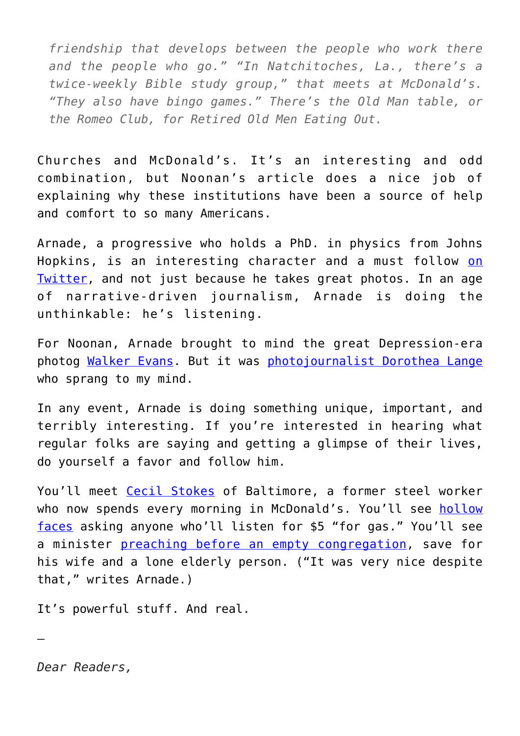> *friendship that develops between the people who work there and the people who go." "In Natchitoches, La., there's a twice-weekly Bible study group," that meets at McDonald's. "They also have bingo games." There's the Old Man table, or the Romeo Club, for Retired Old Men Eating Out.*

Churches and McDonald's. It's an interesting and odd combination, but Noonan's article does a nice job of explaining why these institutions have been a source of help and comfort to so many Americans.

Arnade, a progressive who holds a PhD. in physics from Johns Hopkins, is an interesting character and a must follow on Twitter, and not just because he takes great photos. In an age of narrative-driven journalism, Arnade is doing the unthinkable: he's listening.

For Noonan, Arnade brought to mind the great Depression-era photog Walker Evans. But it was photojournalist Dorothea Lange who sprang to my mind.

In any event, Arnade is doing something unique, important, and terribly interesting. If you're interested in hearing what regular folks are saying and getting a glimpse of their lives, do yourself a favor and follow him.

You'll meet Cecil Stokes of Baltimore, a former steel worker who now spends every morning in McDonald's. You'll see hollow faces asking anyone who'll listen for $5 "for gas." You'll see a minister preaching before an empty congregation, save for his wife and a lone elderly person. ("It was very nice despite that," writes Arnade.)

It's powerful stuff. And real.

—

*Dear Readers,*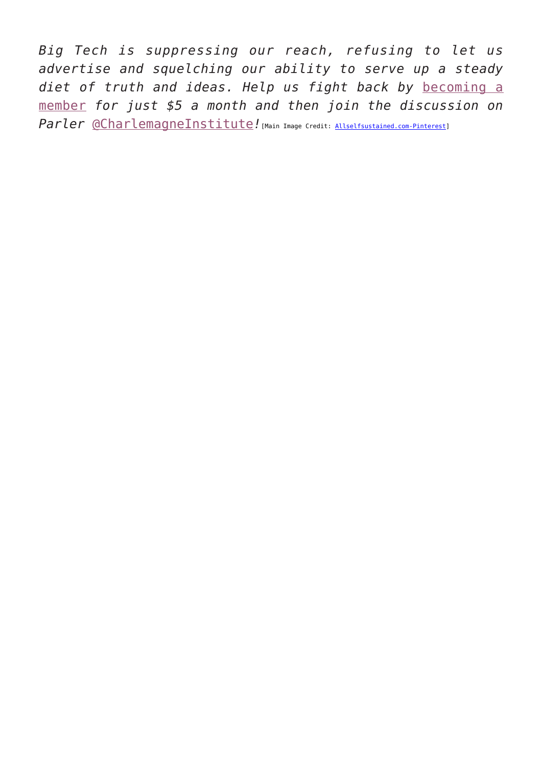*Big Tech is suppressing our reach, refusing to let us advertise and squelching our ability to serve up a steady diet of truth and ideas. Help us fight back by becoming a member for just $5 a month and then join the discussion on Parler @CharlemagneInstitute!* [Main Image Credit: Allselfsustained.com-Pinterest]